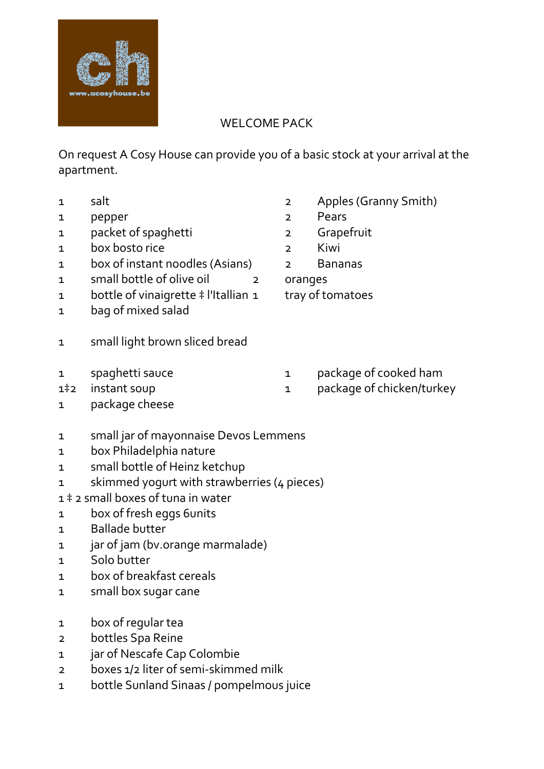# WELCOME PACK

On request A Cosy House can provide you of a basic stock at your arrival at the apartment.

1 salt
1 pepper
1 packet of spaghetti
1 box bosto rice
1 box of instant noodles (Asians)
1 small bottle of olive oil
1 bottle of vinaigrette ‡ l'Itallian
1 bag of mixed salad

2 Apples (Granny Smith)
2 Pears
2 Grapefruit
2 Kiwi
2 Bananas
2 oranges
1 tray of tomatoes

1 small light brown sliced bread

1 spaghetti sauce
1‡2 instant soup
1 package cheese

1 package of cooked ham
1 package of chicken/turkey

1 small jar of mayonnaise Devos Lemmens
1 box Philadelphia nature
1 small bottle of Heinz ketchup
1 skimmed yogurt with strawberries (4 pieces)
1 ‡ 2 small boxes of tuna in water
1 box of fresh eggs 6units
1 Ballade butter
1 jar of jam (bv.orange marmalade)
1 Solo butter
1 box of breakfast cereals
1 small box sugar cane

1 box of regular tea
2 bottles Spa Reine
1 jar of Nescafe Cap Colombie
2 boxes 1/2 liter of semi-skimmed milk
1 bottle Sunland Sinaas / pompelmous juice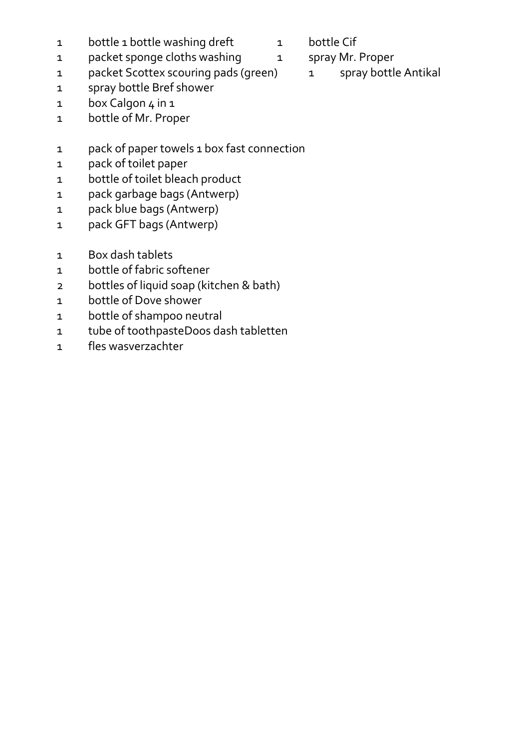1 bottle 1 bottle washing dreft
1 packet sponge cloths washing
1 packet Scottex scouring pads (green)
1 spray bottle Bref shower
1 box Calgon 4 in 1
1 bottle of Mr. Proper

1 bottle Cif
1 spray Mr. Proper
1 spray bottle Antikal

1 pack of paper towels 1 box fast connection
1 pack of toilet paper
1 bottle of toilet bleach product
1 pack garbage bags (Antwerp)
1 pack blue bags (Antwerp)
1 pack GFT bags (Antwerp)

1 Box dash tablets
1 bottle of fabric softener
2 bottles of liquid soap (kitchen & bath)
1 bottle of Dove shower
1 bottle of shampoo neutral
1 tube of toothpasteDoos dash tabletten
1 fles wasverzachter